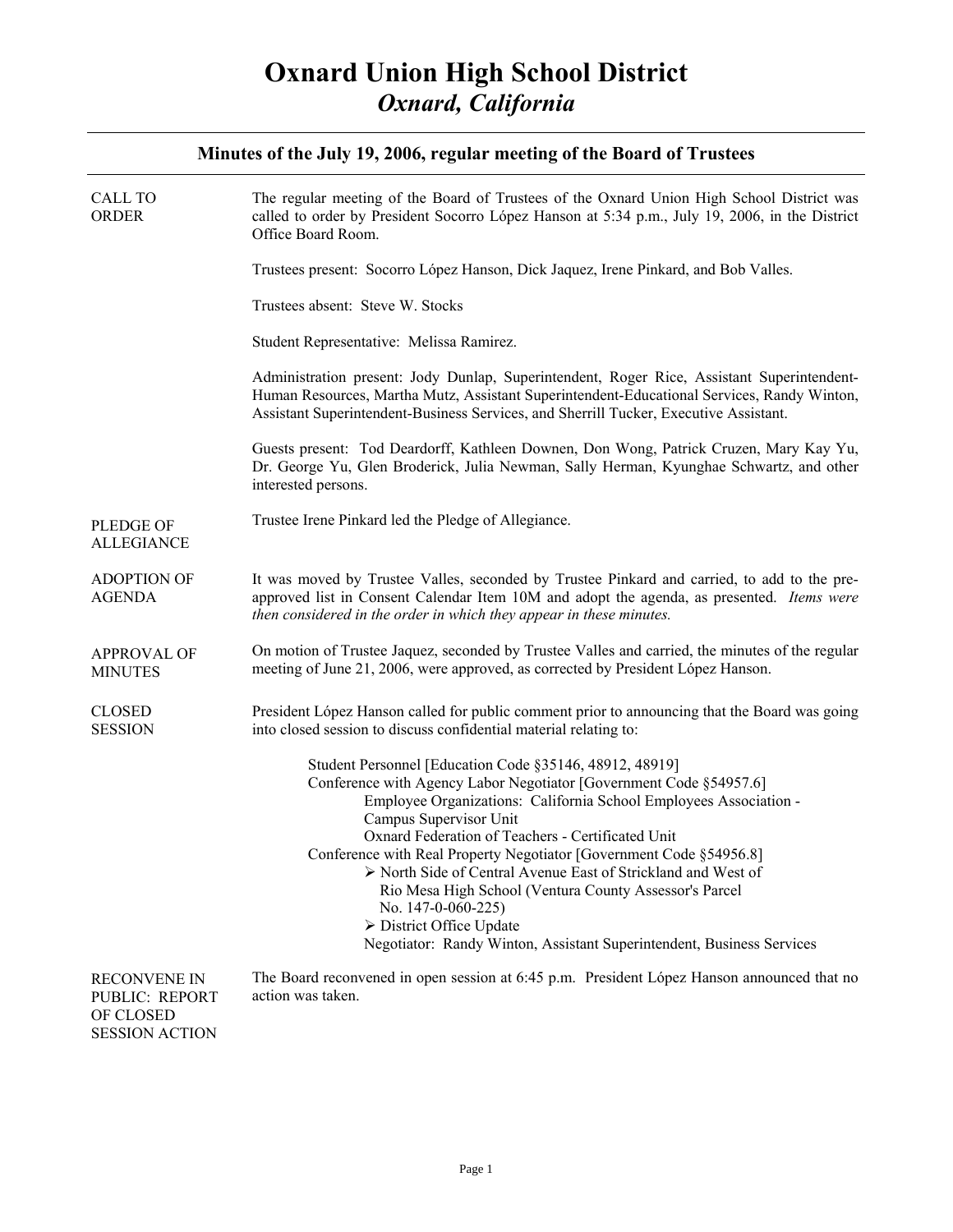# Oxnard Union High School District

## *Oxnard, California*

---

### Minutes of the July 19, 2006, regular meeting of the Board of Trustees

---

**CALL TO ORDER**

The regular meeting of the Board of Trustees of the Oxnard Union High School District was called to order by President Socorro López Hanson at 5:34 p.m., July 19, 2006, in the District Office Board Room.

Trustees present: Socorro López Hanson, Dick Jaquez, Irene Pinkard, and Bob Valles.

Trustees absent: Steve W. Stocks

Student Representative: Melissa Ramirez.

Administration present: Jody Dunlap, Superintendent, Roger Rice, Assistant Superintendent-Human Resources, Martha Mutz, Assistant Superintendent-Educational Services, Randy Winton, Assistant Superintendent-Business Services, and Sherrill Tucker, Executive Assistant.

Guests present: Tod Deardorff, Kathleen Downen, Don Wong, Patrick Cruzen, Mary Kay Yu, Dr. George Yu, Glen Broderick, Julia Newman, Sally Herman, Kyunghae Schwartz, and other interested persons.

**PLEDGE OF ALLEGIANCE**

Trustee Irene Pinkard led the Pledge of Allegiance.

**ADOPTION OF AGENDA**

It was moved by Trustee Valles, seconded by Trustee Pinkard and carried, to add to the pre-approved list in Consent Calendar Item 10M and adopt the agenda, as presented. *Items were then considered in the order in which they appear in these minutes.*

**APPROVAL OF MINUTES**

On motion of Trustee Jaquez, seconded by Trustee Valles and carried, the minutes of the regular meeting of June 21, 2006, were approved, as corrected by President López Hanson.

**CLOSED SESSION**

President López Hanson called for public comment prior to announcing that the Board was going into closed session to discuss confidential material relating to:

Student Personnel [Education Code §35146, 48912, 48919]
Conference with Agency Labor Negotiator [Government Code §54957.6]
- Employee Organizations: California School Employees Association - Campus Supervisor Unit
- Oxnard Federation of Teachers - Certificated Unit

Conference with Real Property Negotiator [Government Code §54956.8]
- North Side of Central Avenue East of Strickland and West of Rio Mesa High School (Ventura County Assessor's Parcel No. 147-0-060-225)
- District Office Update

Negotiator: Randy Winton, Assistant Superintendent, Business Services

**RECONVENE IN PUBLIC: REPORT OF CLOSED SESSION ACTION**

The Board reconvened in open session at 6:45 p.m. President López Hanson announced that no action was taken.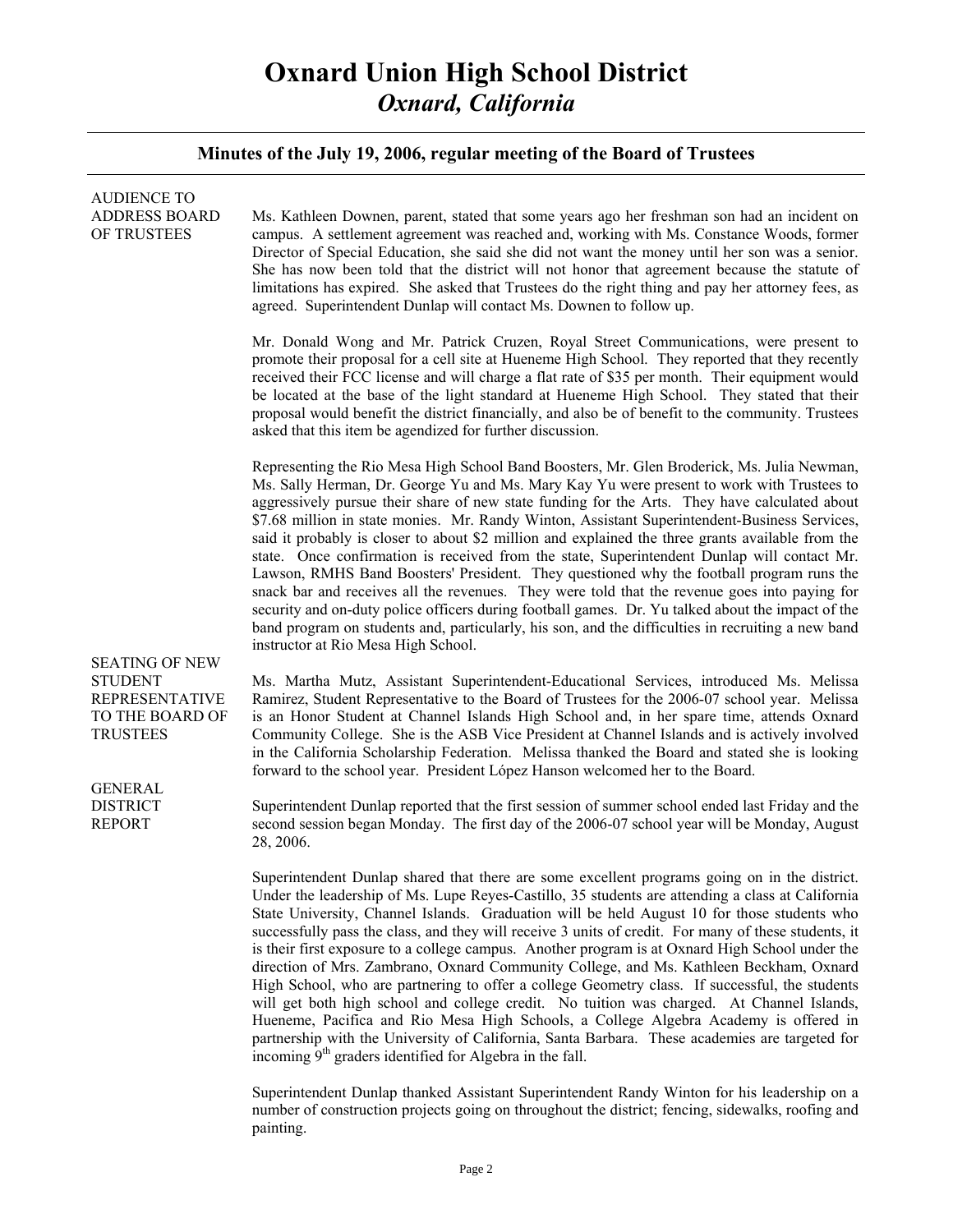# Oxnard Union High School District
## *Oxnard, California*

### Minutes of the July 19, 2006, regular meeting of the Board of Trustees

**AUDIENCE TO ADDRESS BOARD OF TRUSTEES**

Ms. Kathleen Downen, parent, stated that some years ago her freshman son had an incident on campus. A settlement agreement was reached and, working with Ms. Constance Woods, former Director of Special Education, she said she did not want the money until her son was a senior. She has now been told that the district will not honor that agreement because the statute of limitations has expired. She asked that Trustees do the right thing and pay her attorney fees, as agreed. Superintendent Dunlap will contact Ms. Downen to follow up.

Mr. Donald Wong and Mr. Patrick Cruzen, Royal Street Communications, were present to promote their proposal for a cell site at Hueneme High School. They reported that they recently received their FCC license and will charge a flat rate of $35 per month. Their equipment would be located at the base of the light standard at Hueneme High School. They stated that their proposal would benefit the district financially, and also be of benefit to the community. Trustees asked that this item be agendized for further discussion.

Representing the Rio Mesa High School Band Boosters, Mr. Glen Broderick, Ms. Julia Newman, Ms. Sally Herman, Dr. George Yu and Ms. Mary Kay Yu were present to work with Trustees to aggressively pursue their share of new state funding for the Arts. They have calculated about $7.68 million in state monies. Mr. Randy Winton, Assistant Superintendent-Business Services, said it probably is closer to about $2 million and explained the three grants available from the state. Once confirmation is received from the state, Superintendent Dunlap will contact Mr. Lawson, RMHS Band Boosters' President. They questioned why the football program runs the snack bar and receives all the revenues. They were told that the revenue goes into paying for security and on-duty police officers during football games. Dr. Yu talked about the impact of the band program on students and, particularly, his son, and the difficulties in recruiting a new band instructor at Rio Mesa High School.

**SEATING OF NEW STUDENT REPRESENTATIVE TO THE BOARD OF TRUSTEES**

Ms. Martha Mutz, Assistant Superintendent-Educational Services, introduced Ms. Melissa Ramirez, Student Representative to the Board of Trustees for the 2006-07 school year. Melissa is an Honor Student at Channel Islands High School and, in her spare time, attends Oxnard Community College. She is the ASB Vice President at Channel Islands and is actively involved in the California Scholarship Federation. Melissa thanked the Board and stated she is looking forward to the school year. President López Hanson welcomed her to the Board.

**GENERAL DISTRICT REPORT**

Superintendent Dunlap reported that the first session of summer school ended last Friday and the second session began Monday. The first day of the 2006-07 school year will be Monday, August 28, 2006.

Superintendent Dunlap shared that there are some excellent programs going on in the district. Under the leadership of Ms. Lupe Reyes-Castillo, 35 students are attending a class at California State University, Channel Islands. Graduation will be held August 10 for those students who successfully pass the class, and they will receive 3 units of credit. For many of these students, it is their first exposure to a college campus. Another program is at Oxnard High School under the direction of Mrs. Zambrano, Oxnard Community College, and Ms. Kathleen Beckham, Oxnard High School, who are partnering to offer a college Geometry class. If successful, the students will get both high school and college credit. No tuition was charged. At Channel Islands, Hueneme, Pacifica and Rio Mesa High Schools, a College Algebra Academy is offered in partnership with the University of California, Santa Barbara. These academies are targeted for incoming 9th graders identified for Algebra in the fall.

Superintendent Dunlap thanked Assistant Superintendent Randy Winton for his leadership on a number of construction projects going on throughout the district; fencing, sidewalks, roofing and painting.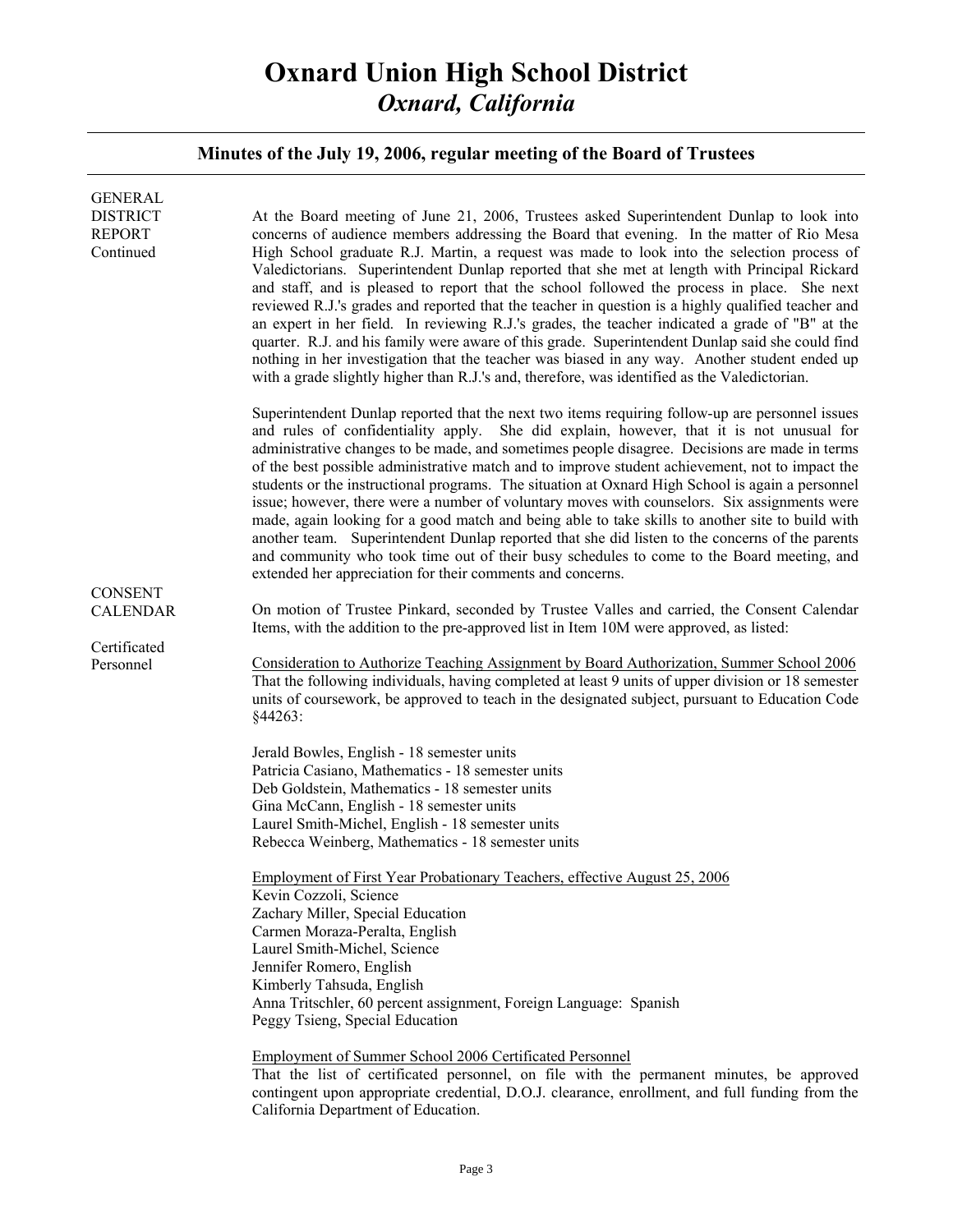# Oxnard Union High School District

*Oxnard, California*

**Minutes of the July 19, 2006, regular meeting of the Board of Trustees**

---

**GENERAL DISTRICT REPORT Continued**

At the Board meeting of June 21, 2006, Trustees asked Superintendent Dunlap to look into concerns of audience members addressing the Board that evening. In the matter of Rio Mesa High School graduate R.J. Martin, a request was made to look into the selection process of Valedictorians. Superintendent Dunlap reported that she met at length with Principal Rickard and staff, and is pleased to report that the school followed the process in place. She next reviewed R.J.'s grades and reported that the teacher in question is a highly qualified teacher and an expert in her field. In reviewing R.J.'s grades, the teacher indicated a grade of "B" at the quarter. R.J. and his family were aware of this grade. Superintendent Dunlap said she could find nothing in her investigation that the teacher was biased in any way. Another student ended up with a grade slightly higher than R.J.'s and, therefore, was identified as the Valedictorian.

Superintendent Dunlap reported that the next two items requiring follow-up are personnel issues and rules of confidentiality apply. She did explain, however, that it is not unusual for administrative changes to be made, and sometimes people disagree. Decisions are made in terms of the best possible administrative match and to improve student achievement, not to impact the students or the instructional programs. The situation at Oxnard High School is again a personnel issue; however, there were a number of voluntary moves with counselors. Six assignments were made, again looking for a good match and being able to take skills to another site to build with another team. Superintendent Dunlap reported that she did listen to the concerns of the parents and community who took time out of their busy schedules to come to the Board meeting, and extended her appreciation for their comments and concerns.

**CONSENT CALENDAR**

On motion of Trustee Pinkard, seconded by Trustee Valles and carried, the Consent Calendar Items, with the addition to the pre-approved list in Item 10M were approved, as listed:

**Certificated Personnel**

Consideration to Authorize Teaching Assignment by Board Authorization, Summer School 2006

That the following individuals, having completed at least 9 units of upper division or 18 semester units of coursework, be approved to teach in the designated subject, pursuant to Education Code §44263:

Jerald Bowles, English - 18 semester units
Patricia Casiano, Mathematics - 18 semester units
Deb Goldstein, Mathematics - 18 semester units
Gina McCann, English - 18 semester units
Laurel Smith-Michel, English - 18 semester units
Rebecca Weinberg, Mathematics - 18 semester units

Employment of First Year Probationary Teachers, effective August 25, 2006

Kevin Cozzoli, Science
Zachary Miller, Special Education
Carmen Moraza-Peralta, English
Laurel Smith-Michel, Science
Jennifer Romero, English
Kimberly Tahsuda, English
Anna Tritschler, 60 percent assignment, Foreign Language: Spanish
Peggy Tsieng, Special Education

Employment of Summer School 2006 Certificated Personnel

That the list of certificated personnel, on file with the permanent minutes, be approved contingent upon appropriate credential, D.O.J. clearance, enrollment, and full funding from the California Department of Education.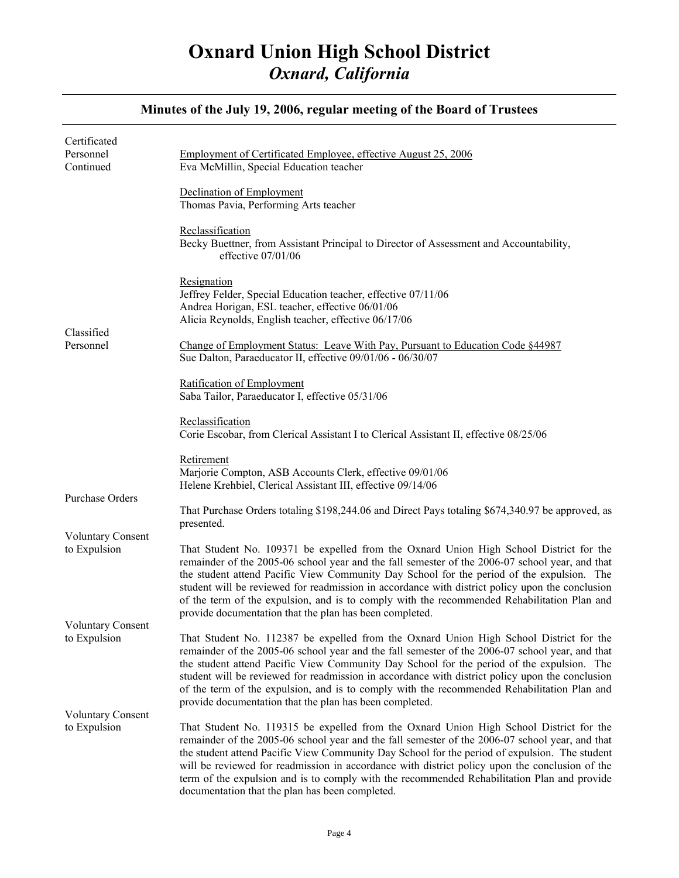# Oxnard Union High School District
## *Oxnard, California*

### Minutes of the July 19, 2006, regular meeting of the Board of Trustees

**Certificated Personnel Continued**

Employment of Certificated Employee, effective August 25, 2006
Eva McMillin, Special Education teacher

Declination of Employment
Thomas Pavia, Performing Arts teacher

Reclassification
Becky Buettner, from Assistant Principal to Director of Assessment and Accountability, effective 07/01/06

Resignation
Jeffrey Felder, Special Education teacher, effective 07/11/06
Andrea Horigan, ESL teacher, effective 06/01/06
Alicia Reynolds, English teacher, effective 06/17/06

**Classified Personnel**

Change of Employment Status: Leave With Pay, Pursuant to Education Code §44987
Sue Dalton, Paraeducator II, effective 09/01/06 - 06/30/07

Ratification of Employment
Saba Tailor, Paraeducator I, effective 05/31/06

Reclassification
Corie Escobar, from Clerical Assistant I to Clerical Assistant II, effective 08/25/06

Retirement
Marjorie Compton, ASB Accounts Clerk, effective 09/01/06
Helene Krehbiel, Clerical Assistant III, effective 09/14/06

**Purchase Orders**

That Purchase Orders totaling $198,244.06 and Direct Pays totaling $674,340.97 be approved, as presented.

**Voluntary Consent to Expulsion**

That Student No. 109371 be expelled from the Oxnard Union High School District for the remainder of the 2005-06 school year and the fall semester of the 2006-07 school year, and that the student attend Pacific View Community Day School for the period of the expulsion. The student will be reviewed for readmission in accordance with district policy upon the conclusion of the term of the expulsion, and is to comply with the recommended Rehabilitation Plan and provide documentation that the plan has been completed.

**Voluntary Consent to Expulsion**

That Student No. 112387 be expelled from the Oxnard Union High School District for the remainder of the 2005-06 school year and the fall semester of the 2006-07 school year, and that the student attend Pacific View Community Day School for the period of the expulsion. The student will be reviewed for readmission in accordance with district policy upon the conclusion of the term of the expulsion, and is to comply with the recommended Rehabilitation Plan and provide documentation that the plan has been completed.

**Voluntary Consent to Expulsion**

That Student No. 119315 be expelled from the Oxnard Union High School District for the remainder of the 2005-06 school year and the fall semester of the 2006-07 school year, and that the student attend Pacific View Community Day School for the period of expulsion. The student will be reviewed for readmission in accordance with district policy upon the conclusion of the term of the expulsion and is to comply with the recommended Rehabilitation Plan and provide documentation that the plan has been completed.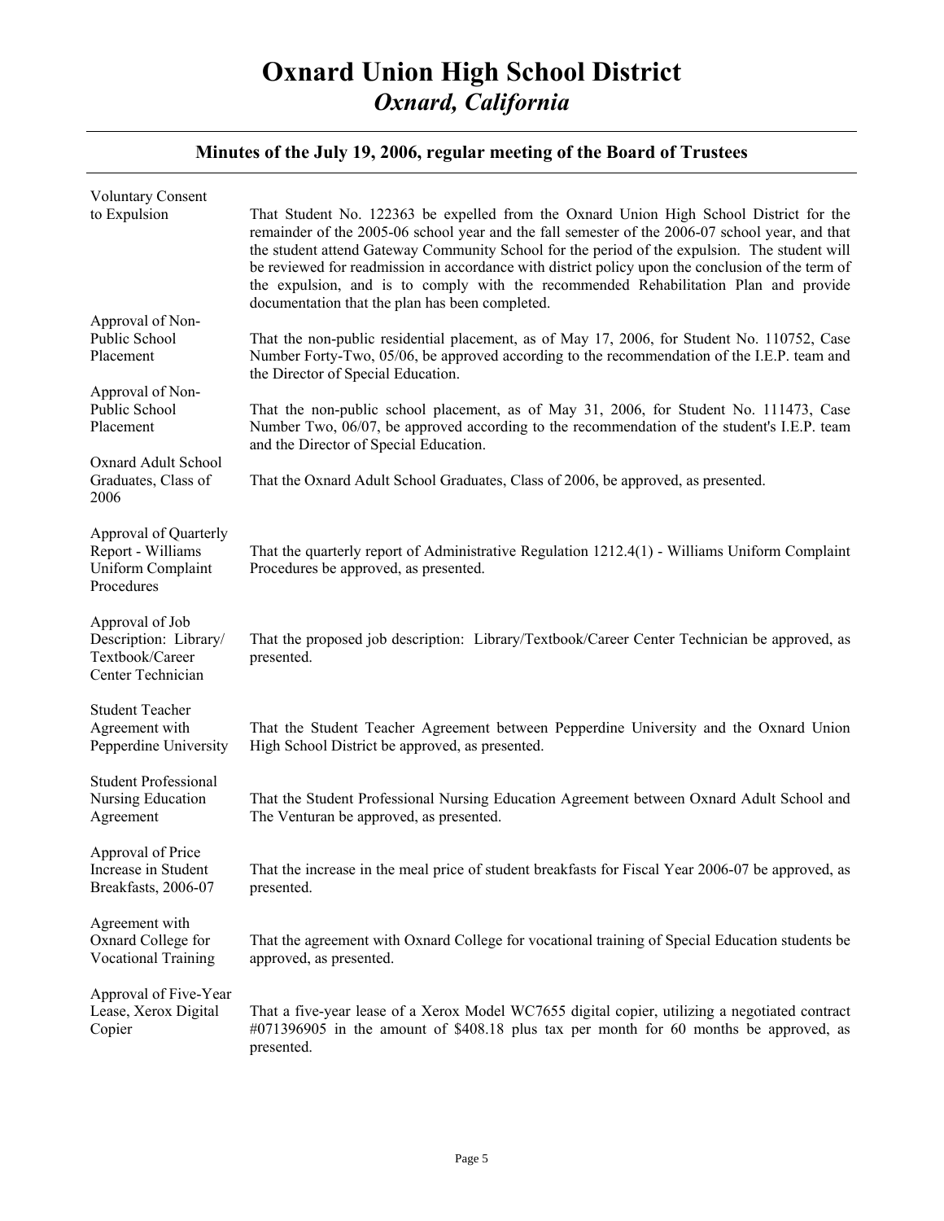# Oxnard Union High School District

## *Oxnard, California*

### Minutes of the July 19, 2006, regular meeting of the Board of Trustees

| | |
|---|---|
| Voluntary Consent to Expulsion | That Student No. 122363 be expelled from the Oxnard Union High School District for the remainder of the 2005-06 school year and the fall semester of the 2006-07 school year, and that the student attend Gateway Community School for the period of the expulsion. The student will be reviewed for readmission in accordance with district policy upon the conclusion of the term of the expulsion, and is to comply with the recommended Rehabilitation Plan and provide documentation that the plan has been completed. |
| Approval of Non-Public School Placement | That the non-public residential placement, as of May 17, 2006, for Student No. 110752, Case Number Forty-Two, 05/06, be approved according to the recommendation of the I.E.P. team and the Director of Special Education. |
| Approval of Non-Public School Placement | That the non-public school placement, as of May 31, 2006, for Student No. 111473, Case Number Two, 06/07, be approved according to the recommendation of the student's I.E.P. team and the Director of Special Education. |
| Oxnard Adult School Graduates, Class of 2006 | That the Oxnard Adult School Graduates, Class of 2006, be approved, as presented. |
| Approval of Quarterly Report - Williams Uniform Complaint Procedures | That the quarterly report of Administrative Regulation 1212.4(1) - Williams Uniform Complaint Procedures be approved, as presented. |
| Approval of Job Description: Library/ Textbook/Career Center Technician | That the proposed job description: Library/Textbook/Career Center Technician be approved, as presented. |
| Student Teacher Agreement with Pepperdine University | That the Student Teacher Agreement between Pepperdine University and the Oxnard Union High School District be approved, as presented. |
| Student Professional Nursing Education Agreement | That the Student Professional Nursing Education Agreement between Oxnard Adult School and The Venturan be approved, as presented. |
| Approval of Price Increase in Student Breakfasts, 2006-07 | That the increase in the meal price of student breakfasts for Fiscal Year 2006-07 be approved, as presented. |
| Agreement with Oxnard College for Vocational Training | That the agreement with Oxnard College for vocational training of Special Education students be approved, as presented. |
| Approval of Five-Year Lease, Xerox Digital Copier | That a five-year lease of a Xerox Model WC7655 digital copier, utilizing a negotiated contract #071396905 in the amount of $408.18 plus tax per month for 60 months be approved, as presented. |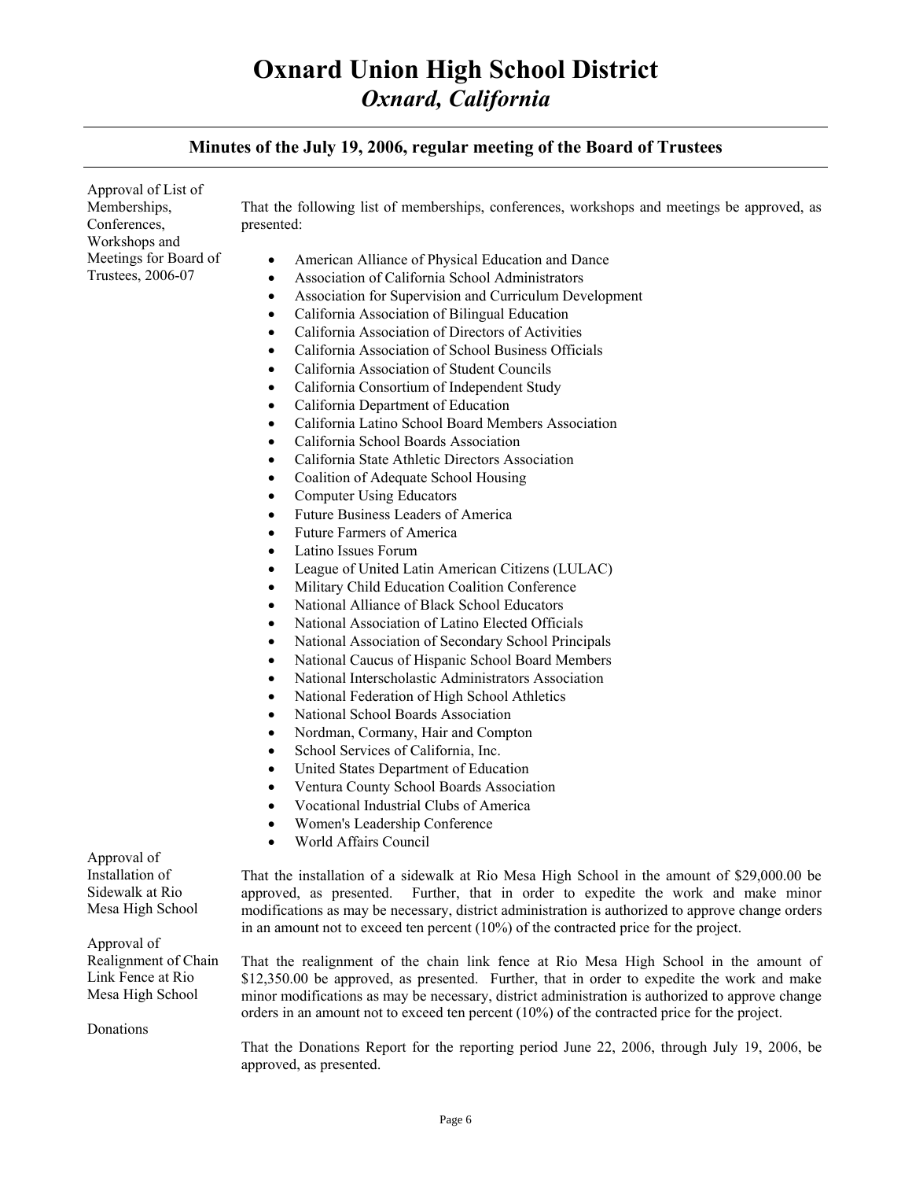# Oxnard Union High School District

## *Oxnard, California*

### Minutes of the July 19, 2006, regular meeting of the Board of Trustees

**Approval of List of Memberships, Conferences, Workshops and Meetings for Board of Trustees, 2006-07**

That the following list of memberships, conferences, workshops and meetings be approved, as presented:

- American Alliance of Physical Education and Dance
- Association of California School Administrators
- Association for Supervision and Curriculum Development
- California Association of Bilingual Education
- California Association of Directors of Activities
- California Association of School Business Officials
- California Association of Student Councils
- California Consortium of Independent Study
- California Department of Education
- California Latino School Board Members Association
- California School Boards Association
- California State Athletic Directors Association
- Coalition of Adequate School Housing
- Computer Using Educators
- Future Business Leaders of America
- Future Farmers of America
- Latino Issues Forum
- League of United Latin American Citizens (LULAC)
- Military Child Education Coalition Conference
- National Alliance of Black School Educators
- National Association of Latino Elected Officials
- National Association of Secondary School Principals
- National Caucus of Hispanic School Board Members
- National Interscholastic Administrators Association
- National Federation of High School Athletics
- National School Boards Association
- Nordman, Cormany, Hair and Compton
- School Services of California, Inc.
- United States Department of Education
- Ventura County School Boards Association
- Vocational Industrial Clubs of America
- Women's Leadership Conference
- World Affairs Council

**Approval of Installation of Sidewalk at Rio Mesa High School**

That the installation of a sidewalk at Rio Mesa High School in the amount of $29,000.00 be approved, as presented. Further, that in order to expedite the work and make minor modifications as may be necessary, district administration is authorized to approve change orders in an amount not to exceed ten percent (10%) of the contracted price for the project.

**Approval of Realignment of Chain Link Fence at Rio Mesa High School**

That the realignment of the chain link fence at Rio Mesa High School in the amount of $12,350.00 be approved, as presented. Further, that in order to expedite the work and make minor modifications as may be necessary, district administration is authorized to approve change orders in an amount not to exceed ten percent (10%) of the contracted price for the project.

**Donations**

That the Donations Report for the reporting period June 22, 2006, through July 19, 2006, be approved, as presented.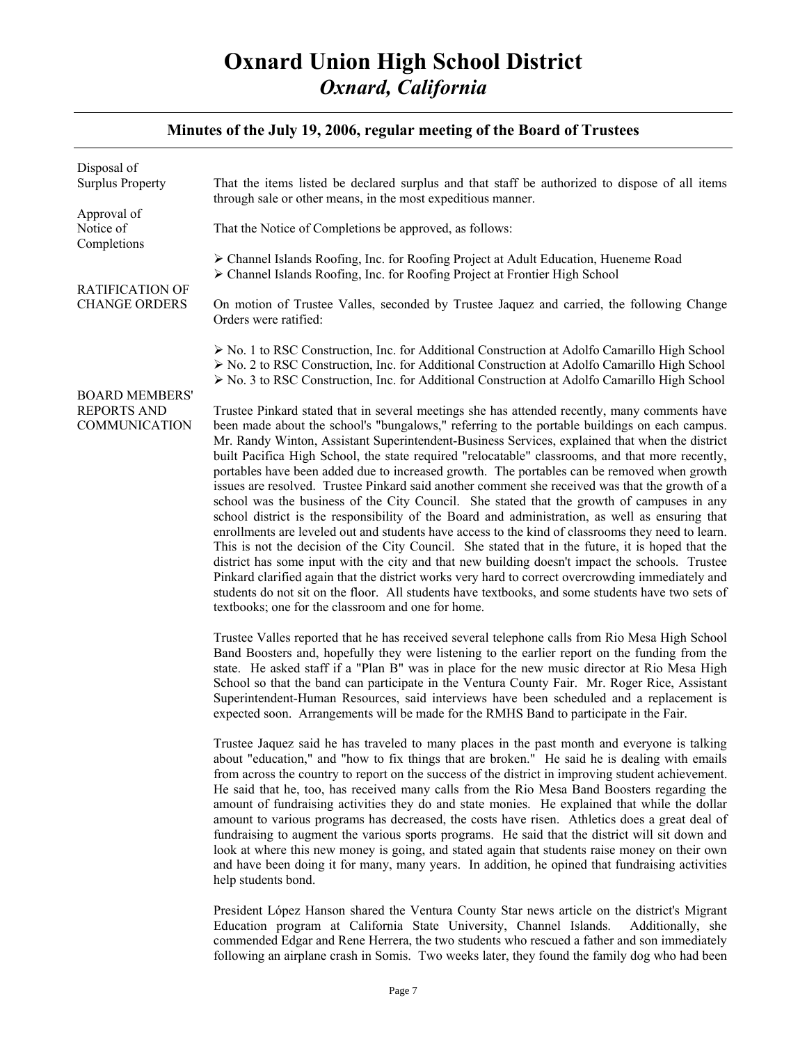# Oxnard Union High School District
## *Oxnard, California*

### Minutes of the July 19, 2006, regular meeting of the Board of Trustees

**Disposal of Surplus Property**

That the items listed be declared surplus and that staff be authorized to dispose of all items through sale or other means, in the most expeditious manner.

**Approval of Notice of Completions**

That the Notice of Completions be approved, as follows:

- Channel Islands Roofing, Inc. for Roofing Project at Adult Education, Hueneme Road
- Channel Islands Roofing, Inc. for Roofing Project at Frontier High School

**RATIFICATION OF CHANGE ORDERS**

On motion of Trustee Valles, seconded by Trustee Jaquez and carried, the following Change Orders were ratified:

- No. 1 to RSC Construction, Inc. for Additional Construction at Adolfo Camarillo High School
- No. 2 to RSC Construction, Inc. for Additional Construction at Adolfo Camarillo High School
- No. 3 to RSC Construction, Inc. for Additional Construction at Adolfo Camarillo High School

**BOARD MEMBERS' REPORTS AND COMMUNICATION**

Trustee Pinkard stated that in several meetings she has attended recently, many comments have been made about the school's "bungalows," referring to the portable buildings on each campus. Mr. Randy Winton, Assistant Superintendent-Business Services, explained that when the district built Pacifica High School, the state required "relocatable" classrooms, and that more recently, portables have been added due to increased growth. The portables can be removed when growth issues are resolved. Trustee Pinkard said another comment she received was that the growth of a school was the business of the City Council. She stated that the growth of campuses in any school district is the responsibility of the Board and administration, as well as ensuring that enrollments are leveled out and students have access to the kind of classrooms they need to learn. This is not the decision of the City Council. She stated that in the future, it is hoped that the district has some input with the city and that new building doesn't impact the schools. Trustee Pinkard clarified again that the district works very hard to correct overcrowding immediately and students do not sit on the floor. All students have textbooks, and some students have two sets of textbooks; one for the classroom and one for home.

Trustee Valles reported that he has received several telephone calls from Rio Mesa High School Band Boosters and, hopefully they were listening to the earlier report on the funding from the state. He asked staff if a "Plan B" was in place for the new music director at Rio Mesa High School so that the band can participate in the Ventura County Fair. Mr. Roger Rice, Assistant Superintendent-Human Resources, said interviews have been scheduled and a replacement is expected soon. Arrangements will be made for the RMHS Band to participate in the Fair.

Trustee Jaquez said he has traveled to many places in the past month and everyone is talking about "education," and "how to fix things that are broken." He said he is dealing with emails from across the country to report on the success of the district in improving student achievement. He said that he, too, has received many calls from the Rio Mesa Band Boosters regarding the amount of fundraising activities they do and state monies. He explained that while the dollar amount to various programs has decreased, the costs have risen. Athletics does a great deal of fundraising to augment the various sports programs. He said that the district will sit down and look at where this new money is going, and stated again that students raise money on their own and have been doing it for many, many years. In addition, he opined that fundraising activities help students bond.

President López Hanson shared the Ventura County Star news article on the district's Migrant Education program at California State University, Channel Islands. Additionally, she commended Edgar and Rene Herrera, the two students who rescued a father and son immediately following an airplane crash in Somis. Two weeks later, they found the family dog who had been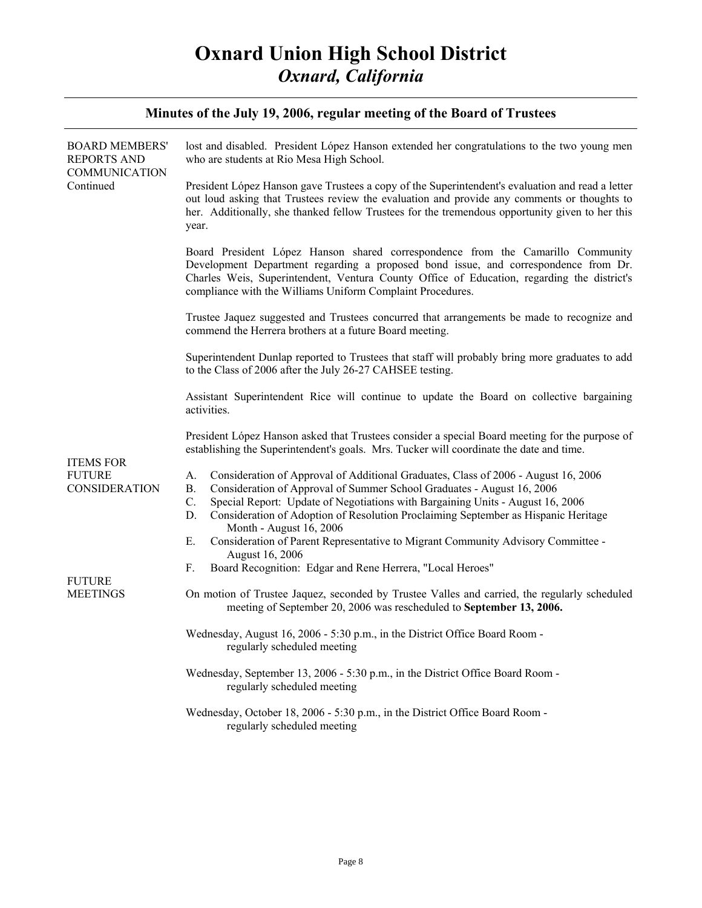# Oxnard Union High School District
## *Oxnard, California*

### Minutes of the July 19, 2006, regular meeting of the Board of Trustees

**BOARD MEMBERS' REPORTS AND COMMUNICATION Continued**

lost and disabled. President López Hanson extended her congratulations to the two young men who are students at Rio Mesa High School.

President López Hanson gave Trustees a copy of the Superintendent's evaluation and read a letter out loud asking that Trustees review the evaluation and provide any comments or thoughts to her. Additionally, she thanked fellow Trustees for the tremendous opportunity given to her this year.

Board President López Hanson shared correspondence from the Camarillo Community Development Department regarding a proposed bond issue, and correspondence from Dr. Charles Weis, Superintendent, Ventura County Office of Education, regarding the district's compliance with the Williams Uniform Complaint Procedures.

Trustee Jaquez suggested and Trustees concurred that arrangements be made to recognize and commend the Herrera brothers at a future Board meeting.

Superintendent Dunlap reported to Trustees that staff will probably bring more graduates to add to the Class of 2006 after the July 26-27 CAHSEE testing.

Assistant Superintendent Rice will continue to update the Board on collective bargaining activities.

President López Hanson asked that Trustees consider a special Board meeting for the purpose of establishing the Superintendent's goals. Mrs. Tucker will coordinate the date and time.

**ITEMS FOR FUTURE CONSIDERATION**

A. Consideration of Approval of Additional Graduates, Class of 2006 - August 16, 2006
B. Consideration of Approval of Summer School Graduates - August 16, 2006
C. Special Report: Update of Negotiations with Bargaining Units - August 16, 2006
D. Consideration of Adoption of Resolution Proclaiming September as Hispanic Heritage Month - August 16, 2006
E. Consideration of Parent Representative to Migrant Community Advisory Committee - August 16, 2006
F. Board Recognition: Edgar and Rene Herrera, "Local Heroes"

**FUTURE MEETINGS**

On motion of Trustee Jaquez, seconded by Trustee Valles and carried, the regularly scheduled meeting of September 20, 2006 was rescheduled to **September 13, 2006.**

Wednesday, August 16, 2006 - 5:30 p.m., in the District Office Board Room - regularly scheduled meeting

Wednesday, September 13, 2006 - 5:30 p.m., in the District Office Board Room - regularly scheduled meeting

Wednesday, October 18, 2006 - 5:30 p.m., in the District Office Board Room - regularly scheduled meeting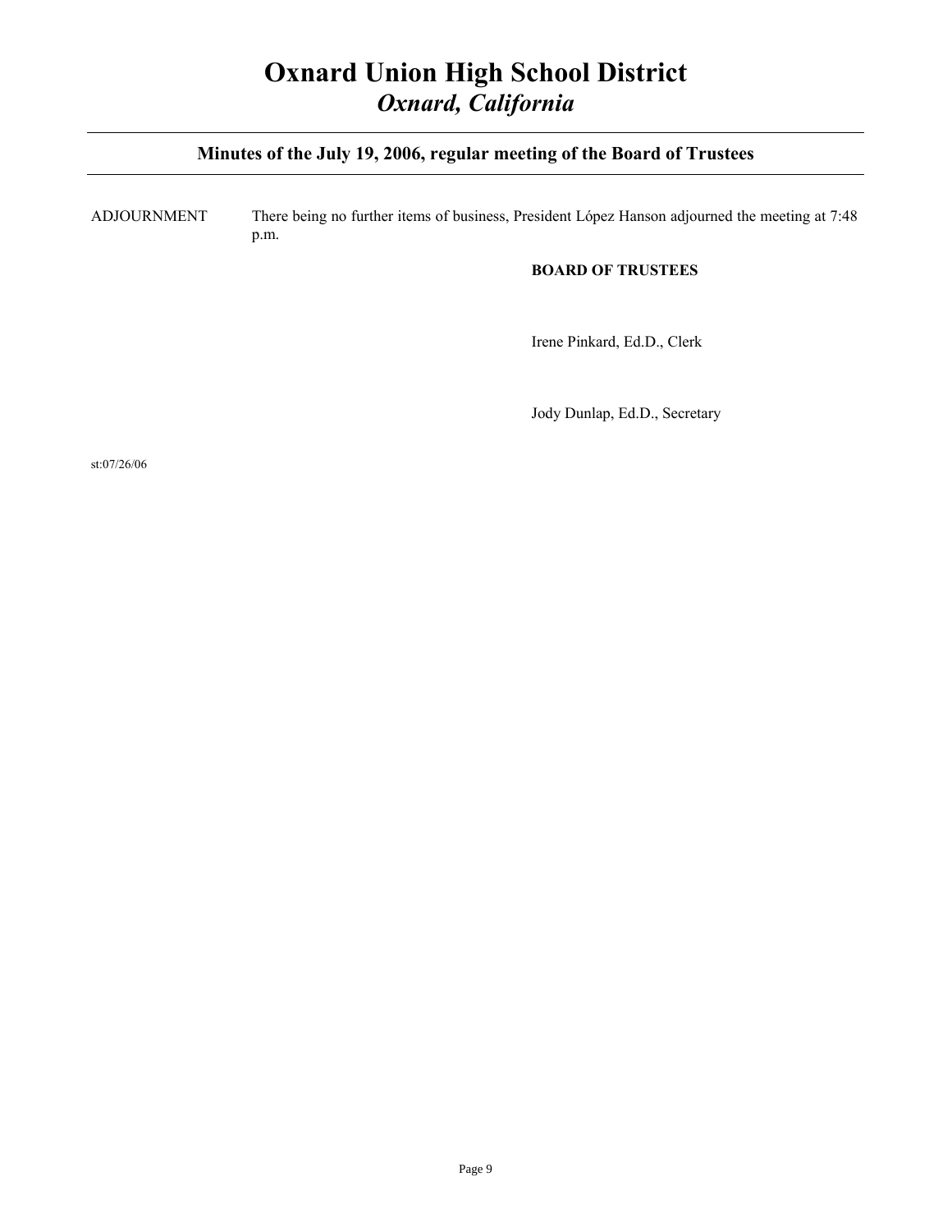# Oxnard Union High School District
## *Oxnard, California*

---

### Minutes of the July 19, 2006, regular meeting of the Board of Trustees

---

ADJOURNMENT There being no further items of business, President López Hanson adjourned the meeting at 7:48 p.m.

**BOARD OF TRUSTEES**

Irene Pinkard, Ed.D., Clerk

Jody Dunlap, Ed.D., Secretary

st:07/26/06